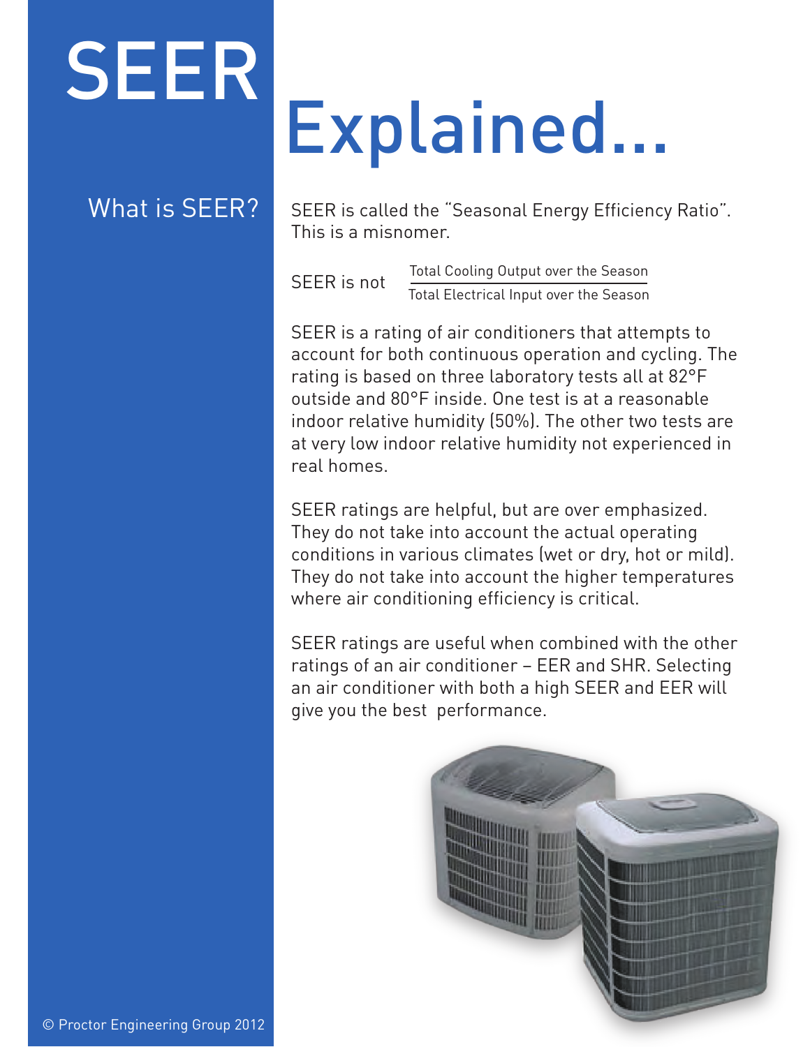# SEER Explained...

## What is SEER?

SEER is called the "Seasonal Energy Efficiency Ratio". This is a misnomer.

$$\text{SEER is not } \frac{\text{Total Cooling Output over the Season}}{\text{Total Electrical Input over the Season}}$$

SEER is a rating of air conditioners that attempts to account for both continuous operation and cycling. The rating is based on three laboratory tests all at 82°F outside and 80°F inside. One test is at a reasonable indoor relative humidity (50%). The other two tests are at very low indoor relative humidity not experienced in real homes.

SEER ratings are helpful, but are over emphasized. They do not take into account the actual operating conditions in various climates (wet or dry, hot or mild). They do not take into account the higher temperatures where air conditioning efficiency is critical.

SEER ratings are useful when combined with the other ratings of an air conditioner – EER and SHR. Selecting an air conditioner with both a high SEER and EER will give you the best performance.

© Proctor Engineering Group 2012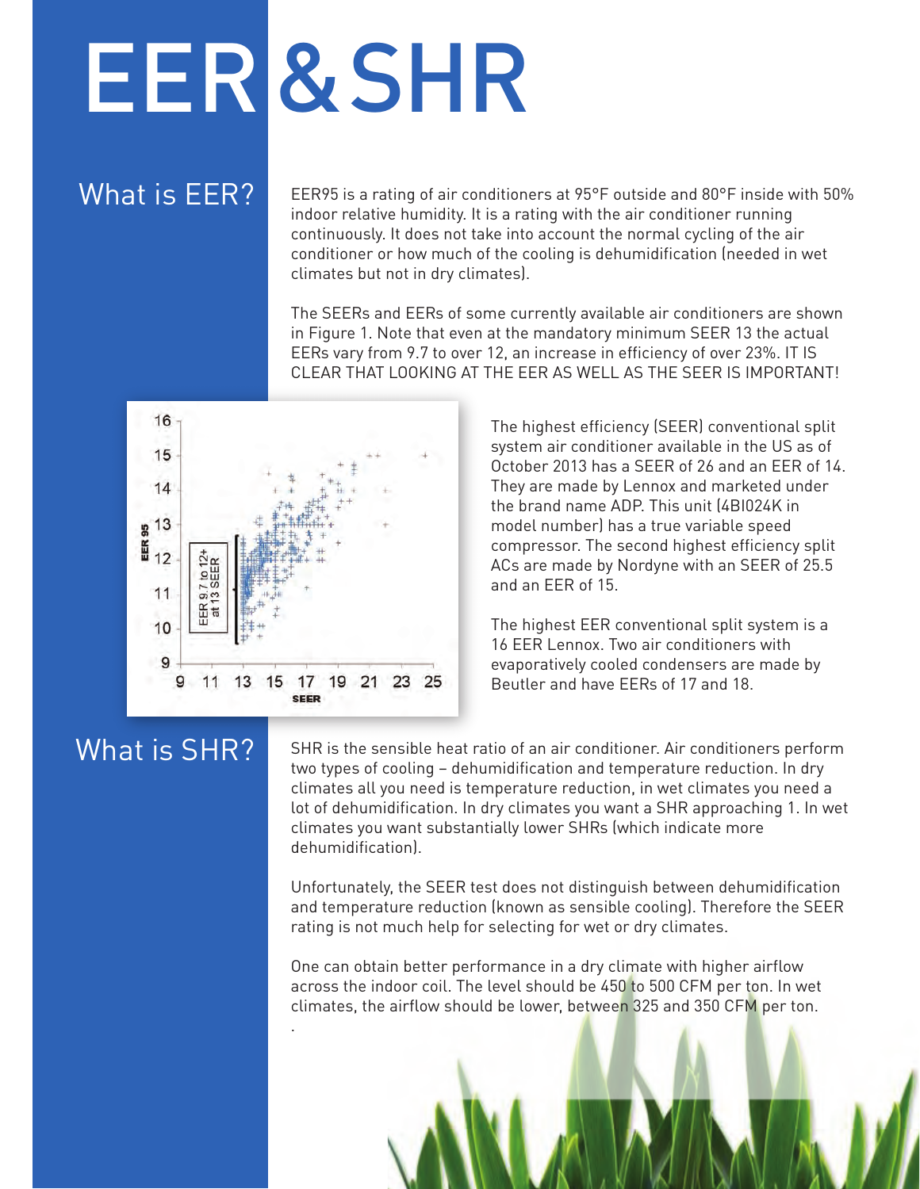# EER & SHR

## What is EER?

EER95 is a rating of air conditioners at 95°F outside and 80°F inside with 50% indoor relative humidity. It is a rating with the air conditioner running continuously. It does not take into account the normal cycling of the air conditioner or how much of the cooling is dehumidification (needed in wet climates but not in dry climates).

The SEERs and EERs of some currently available air conditioners are shown in Figure 1. Note that even at the mandatory minimum SEER 13 the actual EERs vary from 9.7 to over 12, an increase in efficiency of over 23%. IT IS CLEAR THAT LOOKING AT THE EER AS WELL AS THE SEER IS IMPORTANT!

EER 95

16
15
14
13
12
11
10
9

EER 9.7 to 12+ at 13 SEER

9 11 13 15 17 19 21 23 25

SEER

The highest efficiency (SEER) conventional split system air conditioner available in the US as of October 2013 has a SEER of 26 and an EER of 14. They are made by Lennox and marketed under the brand name ADP. This unit (4BI024K in model number) has a true variable speed compressor. The second highest efficiency split ACs are made by Nordyne with an SEER of 25.5 and an EER of 15.

The highest EER conventional split system is a 16 EER Lennox. Two air conditioners with evaporatively cooled condensers are made by Beutler and have EERs of 17 and 18.

## What is SHR?

SHR is the sensible heat ratio of an air conditioner. Air conditioners perform two types of cooling – dehumidification and temperature reduction. In dry climates all you need is temperature reduction, in wet climates you need a lot of dehumidification. In dry climates you want a SHR approaching 1. In wet climates you want substantially lower SHRs (which indicate more dehumidification).

Unfortunately, the SEER test does not distinguish between dehumidification and temperature reduction (known as sensible cooling). Therefore the SEER rating is not much help for selecting for wet or dry climates.

One can obtain better performance in a dry climate with higher airflow across the indoor coil. The level should be 450 to 500 CFM per ton. In wet climates, the airflow should be lower, between 325 and 350 CFM per ton.